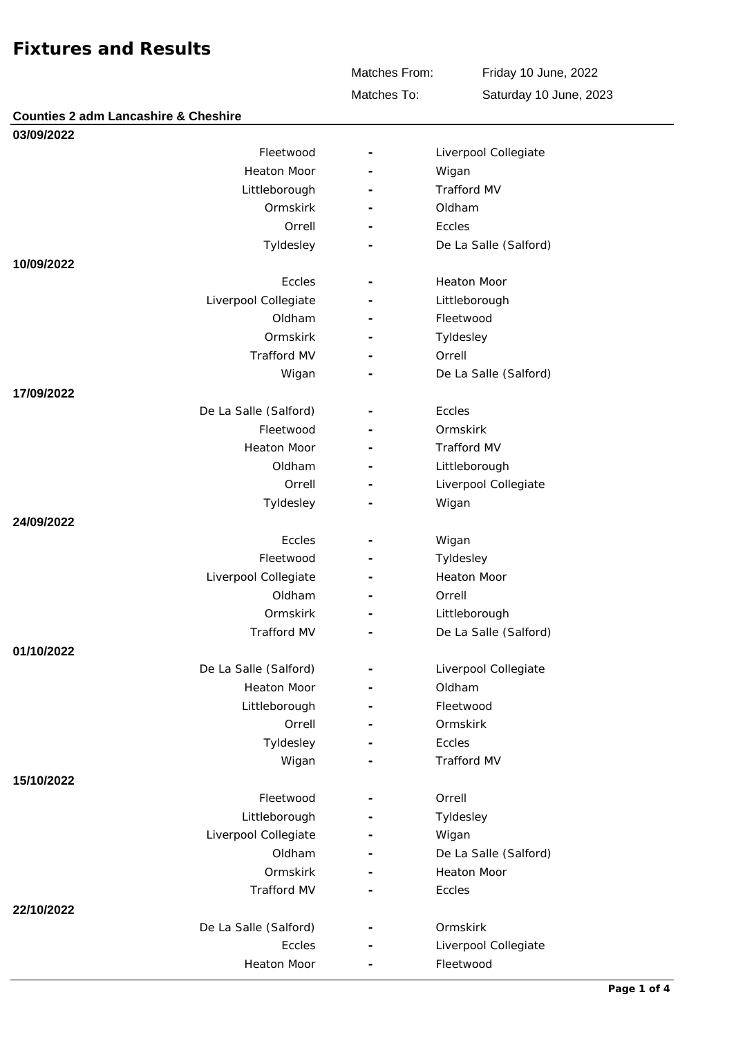# Fixtures and Results

Matches From: Friday 10 June, 2022

Matches To: Saturday 10 June, 2023

## Counties 2 adm Lancashire & Cheshire

**03/09/2022**

| Home | | Away |
|---|---|---|
| Fleetwood | - | Liverpool Collegiate |
| Heaton Moor | - | Wigan |
| Littleborough | - | Trafford MV |
| Ormskirk | - | Oldham |
| Orrell | - | Eccles |
| Tyldesley | - | De La Salle (Salford) |

**10/09/2022**

| Home | | Away |
|---|---|---|
| Eccles | - | Heaton Moor |
| Liverpool Collegiate | - | Littleborough |
| Oldham | - | Fleetwood |
| Ormskirk | - | Tyldesley |
| Trafford MV | - | Orrell |
| Wigan | - | De La Salle (Salford) |

**17/09/2022**

| Home | | Away |
|---|---|---|
| De La Salle (Salford) | - | Eccles |
| Fleetwood | - | Ormskirk |
| Heaton Moor | - | Trafford MV |
| Oldham | - | Littleborough |
| Orrell | - | Liverpool Collegiate |
| Tyldesley | - | Wigan |

**24/09/2022**

| Home | | Away |
|---|---|---|
| Eccles | - | Wigan |
| Fleetwood | - | Tyldesley |
| Liverpool Collegiate | - | Heaton Moor |
| Oldham | - | Orrell |
| Ormskirk | - | Littleborough |
| Trafford MV | - | De La Salle (Salford) |

**01/10/2022**

| Home | | Away |
|---|---|---|
| De La Salle (Salford) | - | Liverpool Collegiate |
| Heaton Moor | - | Oldham |
| Littleborough | - | Fleetwood |
| Orrell | - | Ormskirk |
| Tyldesley | - | Eccles |
| Wigan | - | Trafford MV |

**15/10/2022**

| Home | | Away |
|---|---|---|
| Fleetwood | - | Orrell |
| Littleborough | - | Tyldesley |
| Liverpool Collegiate | - | Wigan |
| Oldham | - | De La Salle (Salford) |
| Ormskirk | - | Heaton Moor |
| Trafford MV | - | Eccles |

**22/10/2022**

| Home | | Away |
|---|---|---|
| De La Salle (Salford) | - | Ormskirk |
| Eccles | - | Liverpool Collegiate |
| Heaton Moor | - | Fleetwood |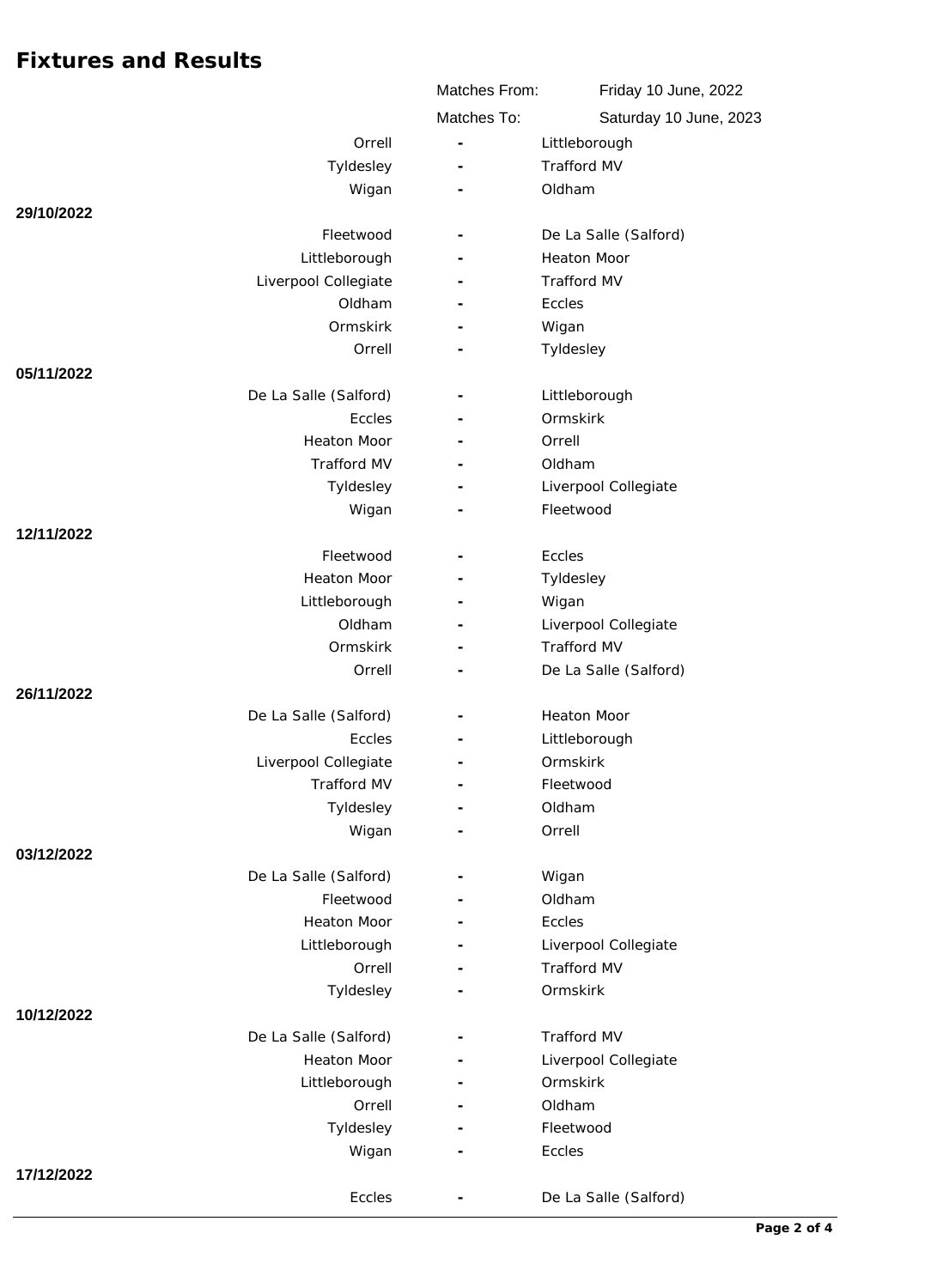## Fixtures and Results

| | | |
|---|---|---|
| Matches From: | Friday 10 June, 2022 | |
| Matches To: | Saturday 10 June, 2023 | |

| Date | Home | | Away |
|---|---|---|---|
| | Orrell | - | Littleborough |
| | Tyldesley | - | Trafford MV |
| | Wigan | - | Oldham |
| **29/10/2022** | | | |
| | Fleetwood | - | De La Salle (Salford) |
| | Littleborough | - | Heaton Moor |
| | Liverpool Collegiate | - | Trafford MV |
| | Oldham | - | Eccles |
| | Ormskirk | - | Wigan |
| | Orrell | - | Tyldesley |
| **05/11/2022** | | | |
| | De La Salle (Salford) | - | Littleborough |
| | Eccles | - | Ormskirk |
| | Heaton Moor | - | Orrell |
| | Trafford MV | - | Oldham |
| | Tyldesley | - | Liverpool Collegiate |
| | Wigan | - | Fleetwood |
| **12/11/2022** | | | |
| | Fleetwood | - | Eccles |
| | Heaton Moor | - | Tyldesley |
| | Littleborough | - | Wigan |
| | Oldham | - | Liverpool Collegiate |
| | Ormskirk | - | Trafford MV |
| | Orrell | - | De La Salle (Salford) |
| **26/11/2022** | | | |
| | De La Salle (Salford) | - | Heaton Moor |
| | Eccles | - | Littleborough |
| | Liverpool Collegiate | - | Ormskirk |
| | Trafford MV | - | Fleetwood |
| | Tyldesley | - | Oldham |
| | Wigan | - | Orrell |
| **03/12/2022** | | | |
| | De La Salle (Salford) | - | Wigan |
| | Fleetwood | - | Oldham |
| | Heaton Moor | - | Eccles |
| | Littleborough | - | Liverpool Collegiate |
| | Orrell | - | Trafford MV |
| | Tyldesley | - | Ormskirk |
| **10/12/2022** | | | |
| | De La Salle (Salford) | - | Trafford MV |
| | Heaton Moor | - | Liverpool Collegiate |
| | Littleborough | - | Ormskirk |
| | Orrell | - | Oldham |
| | Tyldesley | - | Fleetwood |
| | Wigan | - | Eccles |
| **17/12/2022** | | | |
| | Eccles | - | De La Salle (Salford) |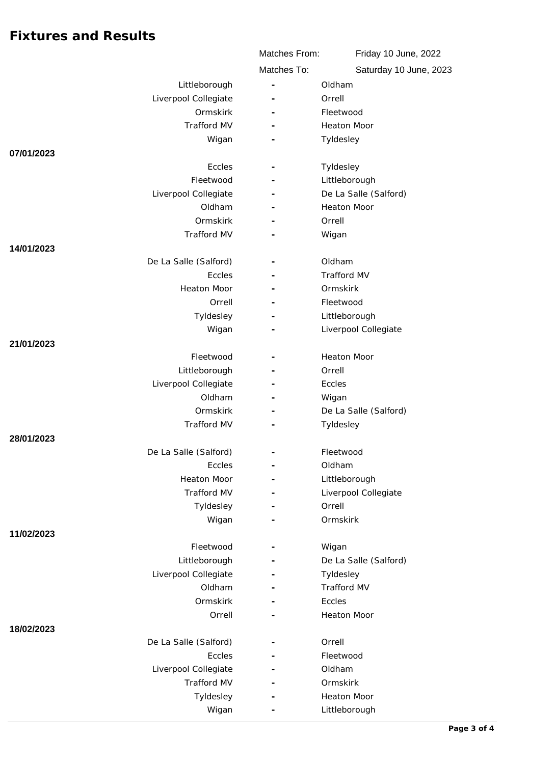# Fixtures and Results

| | | |
|---|---|---|
| Matches From: | Friday 10 June, 2022 | |
| Matches To: | Saturday 10 June, 2023 | |

| Date | Home | | Away |
|---|---|---|---|
| | Littleborough | - | Oldham |
| | Liverpool Collegiate | - | Orrell |
| | Ormskirk | - | Fleetwood |
| | Trafford MV | - | Heaton Moor |
| | Wigan | - | Tyldesley |
| 07/01/2023 | | | |
| | Eccles | - | Tyldesley |
| | Fleetwood | - | Littleborough |
| | Liverpool Collegiate | - | De La Salle (Salford) |
| | Oldham | - | Heaton Moor |
| | Ormskirk | - | Orrell |
| | Trafford MV | - | Wigan |
| 14/01/2023 | | | |
| | De La Salle (Salford) | - | Oldham |
| | Eccles | - | Trafford MV |
| | Heaton Moor | - | Ormskirk |
| | Orrell | - | Fleetwood |
| | Tyldesley | - | Littleborough |
| | Wigan | - | Liverpool Collegiate |
| 21/01/2023 | | | |
| | Fleetwood | - | Heaton Moor |
| | Littleborough | - | Orrell |
| | Liverpool Collegiate | - | Eccles |
| | Oldham | - | Wigan |
| | Ormskirk | - | De La Salle (Salford) |
| | Trafford MV | - | Tyldesley |
| 28/01/2023 | | | |
| | De La Salle (Salford) | - | Fleetwood |
| | Eccles | - | Oldham |
| | Heaton Moor | - | Littleborough |
| | Trafford MV | - | Liverpool Collegiate |
| | Tyldesley | - | Orrell |
| | Wigan | - | Ormskirk |
| 11/02/2023 | | | |
| | Fleetwood | - | Wigan |
| | Littleborough | - | De La Salle (Salford) |
| | Liverpool Collegiate | - | Tyldesley |
| | Oldham | - | Trafford MV |
| | Ormskirk | - | Eccles |
| | Orrell | - | Heaton Moor |
| 18/02/2023 | | | |
| | De La Salle (Salford) | - | Orrell |
| | Eccles | - | Fleetwood |
| | Liverpool Collegiate | - | Oldham |
| | Trafford MV | - | Ormskirk |
| | Tyldesley | - | Heaton Moor |
| | Wigan | - | Littleborough |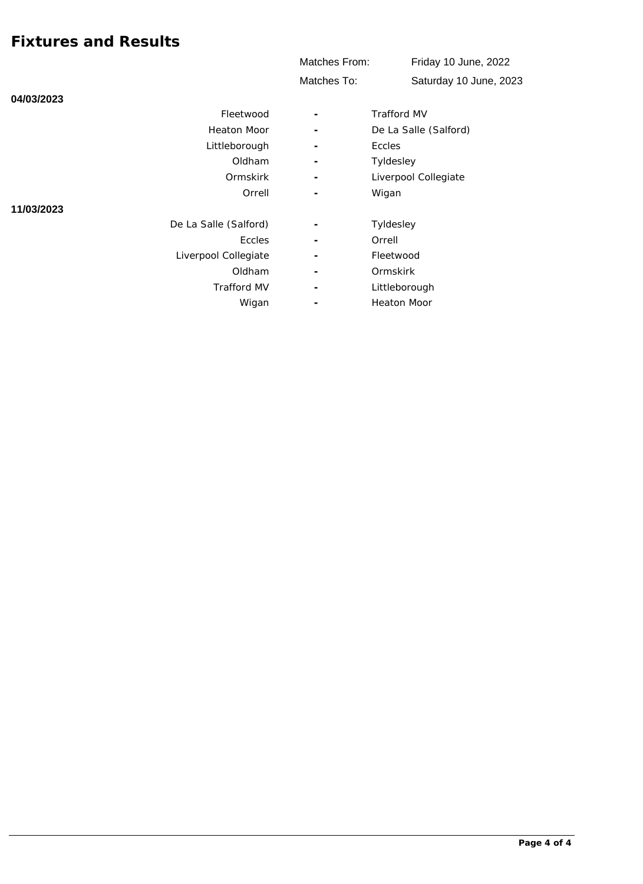# Fixtures and Results

Matches From: Friday 10 June, 2022

Matches To: Saturday 10 June, 2023

**04/03/2023**

| | | |
|---|---|---|
| Fleetwood | - | Trafford MV |
| Heaton Moor | - | De La Salle (Salford) |
| Littleborough | - | Eccles |
| Oldham | - | Tyldesley |
| Ormskirk | - | Liverpool Collegiate |
| Orrell | - | Wigan |

**11/03/2023**

| | | |
|---|---|---|
| De La Salle (Salford) | - | Tyldesley |
| Eccles | - | Orrell |
| Liverpool Collegiate | - | Fleetwood |
| Oldham | - | Ormskirk |
| Trafford MV | - | Littleborough |
| Wigan | - | Heaton Moor |